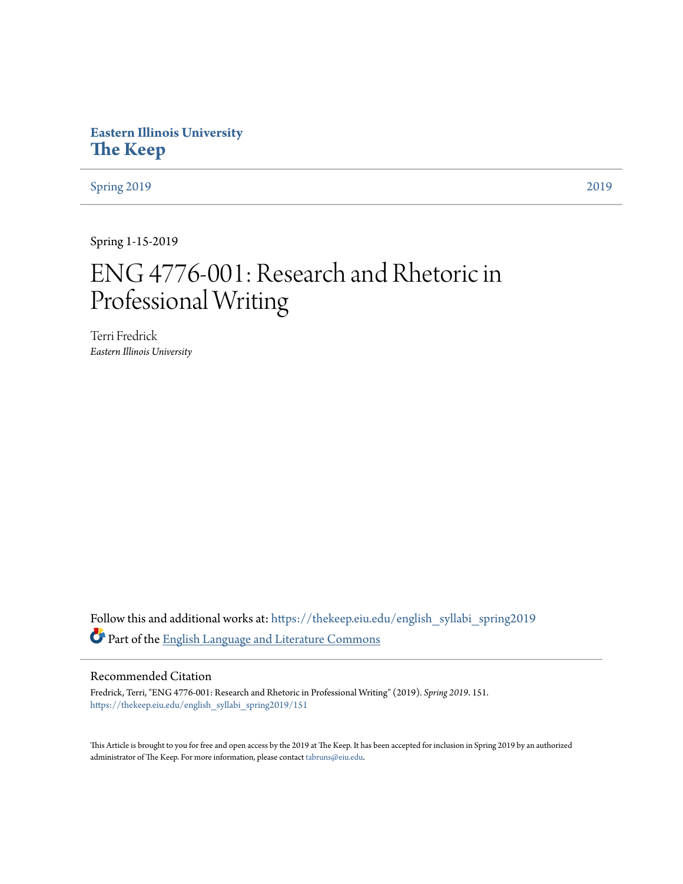Eastern Illinois University

**The Keep**

Spring 2019 | 2019

Spring 1-15-2019

# ENG 4776-001: Research and Rhetoric in Professional Writing

Terri Fredrick

*Eastern Illinois University*

Follow this and additional works at: https://thekeep.eiu.edu/english_syllabi_spring2019

Part of the English Language and Literature Commons

## Recommended Citation

Fredrick, Terri, "ENG 4776-001: Research and Rhetoric in Professional Writing" (2019). *Spring 2019*. 151.
https://thekeep.eiu.edu/english_syllabi_spring2019/151

This Article is brought to you for free and open access by the 2019 at The Keep. It has been accepted for inclusion in Spring 2019 by an authorized administrator of The Keep. For more information, please contact tabruns@eiu.edu.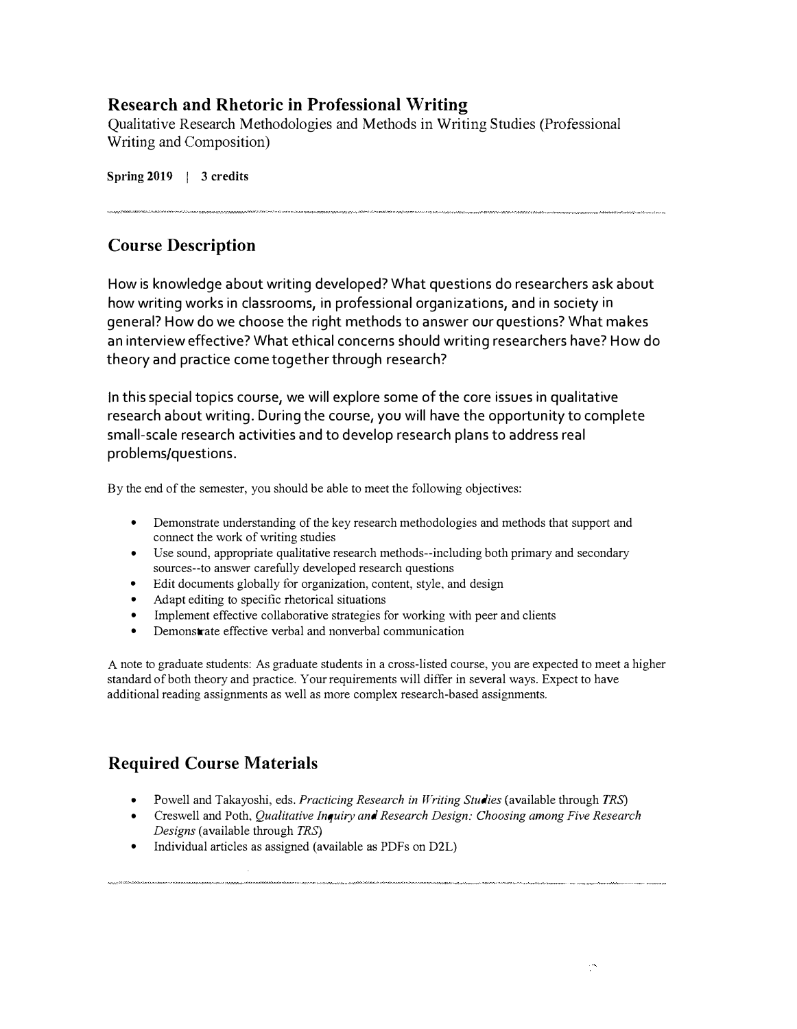## Research and Rhetoric in Professional Writing

Qualitative Research Methodologies and Methods in Writing Studies (Professional Writing and Composition)

**Spring 2019 | 3 credits**

---

## Course Description

How is knowledge about writing developed? What questions do researchers ask about how writing works in classrooms, in professional organizations, and in society in general? How do we choose the right methods to answer our questions? What makes an interview effective? What ethical concerns should writing researchers have? How do theory and practice come together through research?

In this special topics course, we will explore some of the core issues in qualitative research about writing. During the course, you will have the opportunity to complete small-scale research activities and to develop research plans to address real problems/questions.

By the end of the semester, you should be able to meet the following objectives:

- Demonstrate understanding of the key research methodologies and methods that support and connect the work of writing studies
- Use sound, appropriate qualitative research methods--including both primary and secondary sources--to answer carefully developed research questions
- Edit documents globally for organization, content, style, and design
- Adapt editing to specific rhetorical situations
- Implement effective collaborative strategies for working with peer and clients
- Demonstrate effective verbal and nonverbal communication

A note to graduate students: As graduate students in a cross-listed course, you are expected to meet a higher standard of both theory and practice. Your requirements will differ in several ways. Expect to have additional reading assignments as well as more complex research-based assignments.

## Required Course Materials

- Powell and Takayoshi, eds. *Practicing Research in Writing Studies* (available through *TRS*)
- Creswell and Poth, *Qualitative Inquiry and Research Design: Choosing among Five Research Designs* (available through *TRS*)
- Individual articles as assigned (available as PDFs on D2L)

---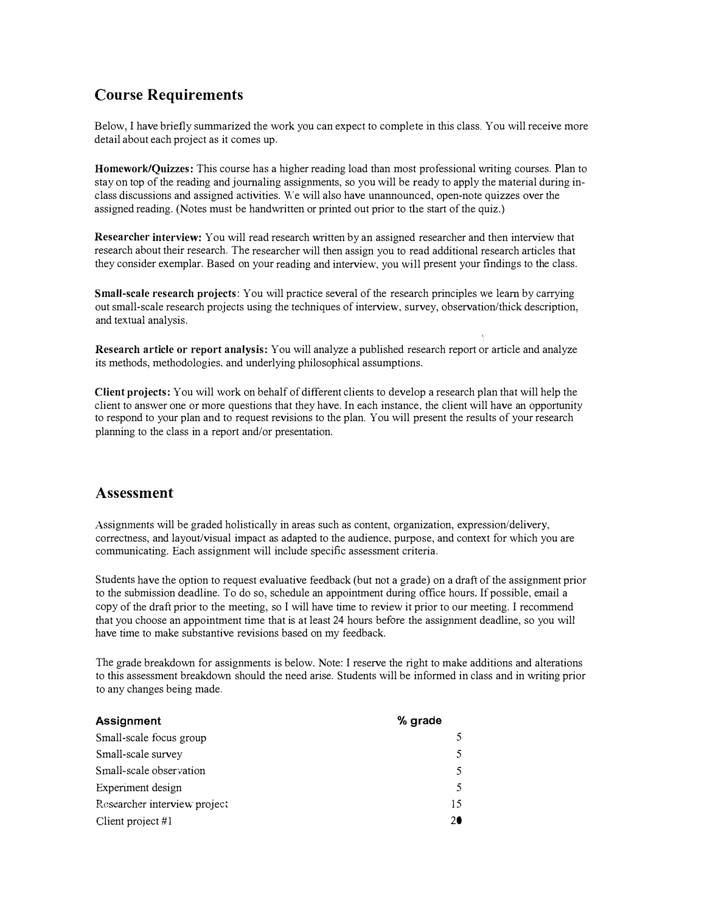## Course Requirements

Below, I have briefly summarized the work you can expect to complete in this class. You will receive more detail about each project as it comes up.

**Homework/Quizzes:** This course has a higher reading load than most professional writing courses. Plan to stay on top of the reading and journaling assignments, so you will be ready to apply the material during in-class discussions and assigned activities. We will also have unannounced, open-note quizzes over the assigned reading. (Notes must be handwritten or printed out prior to the start of the quiz.)

**Researcher interview:** You will read research written by an assigned researcher and then interview that research about their research. The researcher will then assign you to read additional research articles that they consider exemplar. Based on your reading and interview, you will present your findings to the class.

**Small-scale research projects**: You will practice several of the research principles we learn by carrying out small-scale research projects using the techniques of interview, survey, observation/thick description, and textual analysis.

**Research article or report analysis:** You will analyze a published research report or article and analyze its methods, methodologies, and underlying philosophical assumptions.

**Client projects:** You will work on behalf of different clients to develop a research plan that will help the client to answer one or more questions that they have. In each instance, the client will have an opportunity to respond to your plan and to request revisions to the plan. You will present the results of your research planning to the class in a report and/or presentation.

## Assessment

Assignments will be graded holistically in areas such as content, organization, expression/delivery, correctness, and layout/visual impact as adapted to the audience, purpose, and context for which you are communicating. Each assignment will include specific assessment criteria.

Students have the option to request evaluative feedback (but not a grade) on a draft of the assignment prior to the submission deadline. To do so, schedule an appointment during office hours. If possible, email a copy of the draft prior to the meeting, so I will have time to review it prior to our meeting. I recommend that you choose an appointment time that is at least 24 hours before the assignment deadline, so you will have time to make substantive revisions based on my feedback.

The grade breakdown for assignments is below. Note: I reserve the right to make additions and alterations to this assessment breakdown should the need arise. Students will be informed in class and in writing prior to any changes being made.

| Assignment | % grade |
| --- | --- |
| Small-scale focus group | 5 |
| Small-scale survey | 5 |
| Small-scale observation | 5 |
| Experiment design | 5 |
| Researcher interview project | 15 |
| Client project #1 | 20 |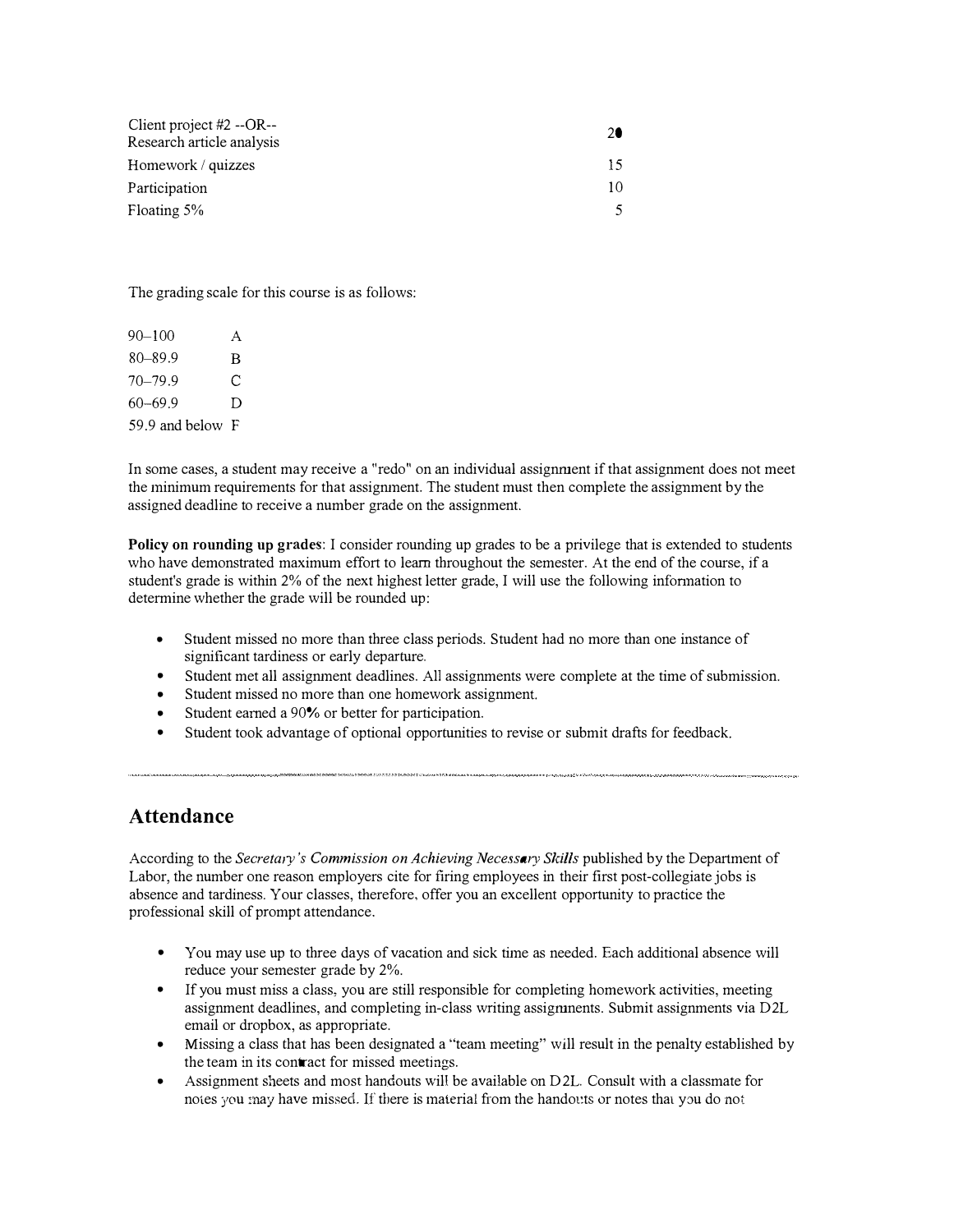| | |
|---|---|
| Client project #2 --OR-- Research article analysis | 20 |
| Homework / quizzes | 15 |
| Participation | 10 |
| Floating 5% | 5 |

The grading scale for this course is as follows:

| | |
|---|---|
| 90–100 | A |
| 80–89.9 | B |
| 70–79.9 | C |
| 60–69.9 | D |
| 59.9 and below | F |

In some cases, a student may receive a "redo" on an individual assignment if that assignment does not meet the minimum requirements for that assignment. The student must then complete the assignment by the assigned deadline to receive a number grade on the assignment.

**Policy on rounding up grades**: I consider rounding up grades to be a privilege that is extended to students who have demonstrated maximum effort to learn throughout the semester. At the end of the course, if a student's grade is within 2% of the next highest letter grade, I will use the following information to determine whether the grade will be rounded up:

- Student missed no more than three class periods. Student had no more than one instance of significant tardiness or early departure.
- Student met all assignment deadlines. All assignments were complete at the time of submission.
- Student missed no more than one homework assignment.
- Student earned a 90% or better for participation.
- Student took advantage of optional opportunities to revise or submit drafts for feedback.

---

## Attendance

According to the *Secretary's Commission on Achieving Necessary Skills* published by the Department of Labor, the number one reason employers cite for firing employees in their first post-collegiate jobs is absence and tardiness. Your classes, therefore, offer you an excellent opportunity to practice the professional skill of prompt attendance.

- You may use up to three days of vacation and sick time as needed. Each additional absence will reduce your semester grade by 2%.
- If you must miss a class, you are still responsible for completing homework activities, meeting assignment deadlines, and completing in-class writing assignments. Submit assignments via D2L email or dropbox, as appropriate.
- Missing a class that has been designated a "team meeting" will result in the penalty established by the team in its contract for missed meetings.
- Assignment sheets and most handouts will be available on D2L. Consult with a classmate for notes you may have missed. If there is material from the handouts or notes that you do not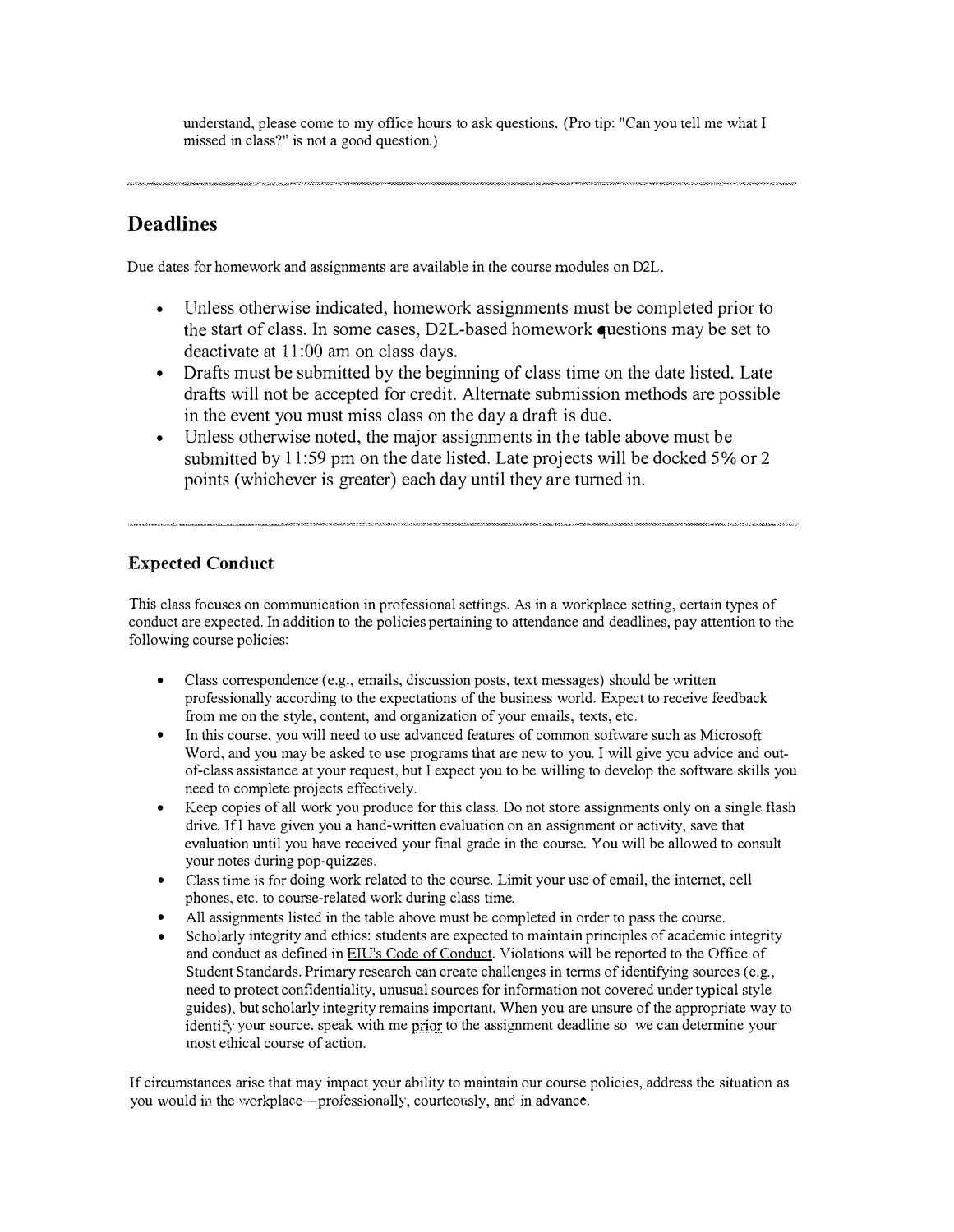understand, please come to my office hours to ask questions. (Pro tip: "Can you tell me what I missed in class?" is not a good question.)

---

## Deadlines

Due dates for homework and assignments are available in the course modules on D2L.

- Unless otherwise indicated, homework assignments must be completed prior to the start of class. In some cases, D2L-based homework questions may be set to deactivate at 11:00 am on class days.
- Drafts must be submitted by the beginning of class time on the date listed. Late drafts will not be accepted for credit. Alternate submission methods are possible in the event you must miss class on the day a draft is due.
- Unless otherwise noted, the major assignments in the table above must be submitted by 11:59 pm on the date listed. Late projects will be docked 5% or 2 points (whichever is greater) each day until they are turned in.

---

### Expected Conduct

This class focuses on communication in professional settings. As in a workplace setting, certain types of conduct are expected. In addition to the policies pertaining to attendance and deadlines, pay attention to the following course policies:

- Class correspondence (e.g., emails, discussion posts, text messages) should be written professionally according to the expectations of the business world. Expect to receive feedback from me on the style, content, and organization of your emails, texts, etc.
- In this course, you will need to use advanced features of common software such as Microsoft Word, and you may be asked to use programs that are new to you. I will give you advice and out-of-class assistance at your request, but I expect you to be willing to develop the software skills you need to complete projects effectively.
- Keep copies of all work you produce for this class. Do not store assignments only on a single flash drive. If I have given you a hand-written evaluation on an assignment or activity, save that evaluation until you have received your final grade in the course. You will be allowed to consult your notes during pop-quizzes.
- Class time is for doing work related to the course. Limit your use of email, the internet, cell phones, etc. to course-related work during class time.
- All assignments listed in the table above must be completed in order to pass the course.
- Scholarly integrity and ethics: students are expected to maintain principles of academic integrity and conduct as defined in EIU's Code of Conduct. Violations will be reported to the Office of Student Standards. Primary research can create challenges in terms of identifying sources (e.g., need to protect confidentiality, unusual sources for information not covered under typical style guides), but scholarly integrity remains important. When you are unsure of the appropriate way to identify your source, speak with me prior to the assignment deadline so we can determine your most ethical course of action.

If circumstances arise that may impact your ability to maintain our course policies, address the situation as you would in the workplace—professionally, courteously, and in advance.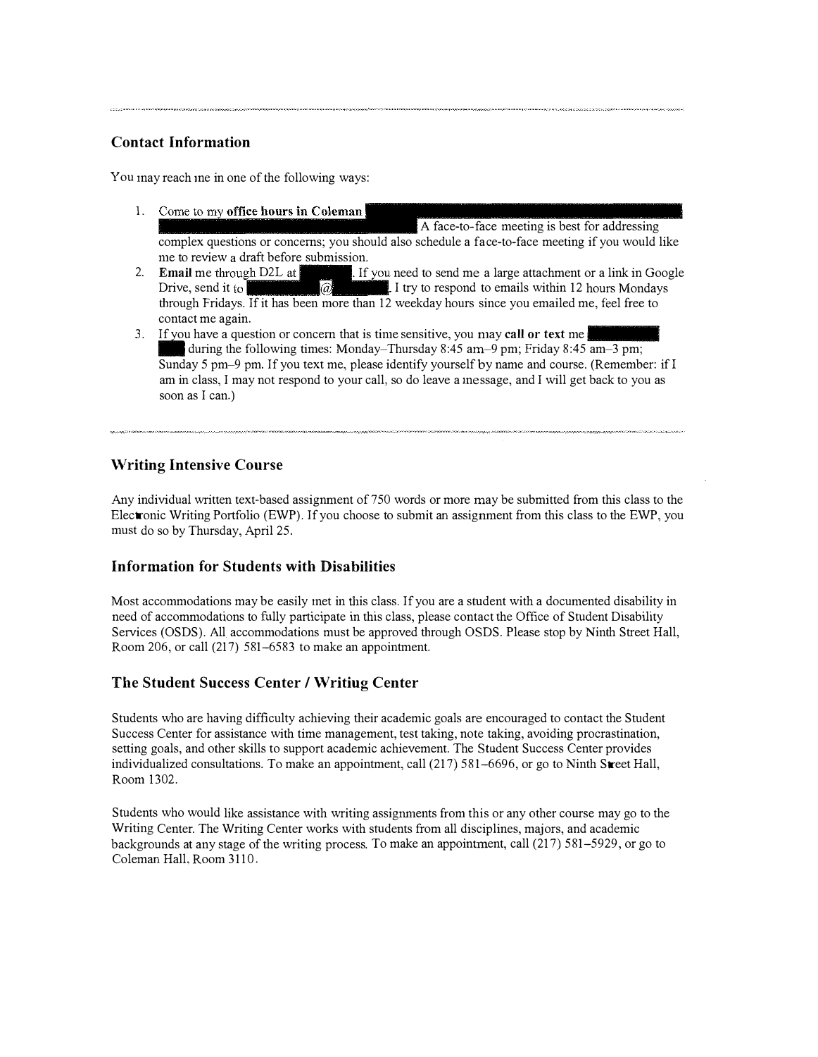## Contact Information

You may reach me in one of the following ways:

1. Come to my **office hours in Coleman** A face-to-face meeting is best for addressing complex questions or concerns; you should also schedule a face-to-face meeting if you would like me to review a draft before submission.
2. **Email** me through D2L at . If you need to send me a large attachment or a link in Google Drive, send it to @. I try to respond to emails within 12 hours Mondays through Fridays. If it has been more than 12 weekday hours since you emailed me, feel free to contact me again.
3. If you have a question or concern that is time sensitive, you may **call or text** me during the following times: Monday–Thursday 8:45 am–9 pm; Friday 8:45 am–3 pm; Sunday 5 pm–9 pm. If you text me, please identify yourself by name and course. (Remember: if I am in class, I may not respond to your call, so do leave a message, and I will get back to you as soon as I can.)

## Writing Intensive Course

Any individual written text-based assignment of 750 words or more may be submitted from this class to the Electronic Writing Portfolio (EWP). If you choose to submit an assignment from this class to the EWP, you must do so by Thursday, April 25.

## Information for Students with Disabilities

Most accommodations may be easily met in this class. If you are a student with a documented disability in need of accommodations to fully participate in this class, please contact the Office of Student Disability Services (OSDS). All accommodations must be approved through OSDS. Please stop by Ninth Street Hall, Room 206, or call (217) 581–6583 to make an appointment.

## The Student Success Center / Writing Center

Students who are having difficulty achieving their academic goals are encouraged to contact the Student Success Center for assistance with time management, test taking, note taking, avoiding procrastination, setting goals, and other skills to support academic achievement. The Student Success Center provides individualized consultations. To make an appointment, call (217) 581–6696, or go to Ninth Street Hall, Room 1302.

Students who would like assistance with writing assignments from this or any other course may go to the Writing Center. The Writing Center works with students from all disciplines, majors, and academic backgrounds at any stage of the writing process. To make an appointment, call (217) 581–5929, or go to Coleman Hall, Room 3110.